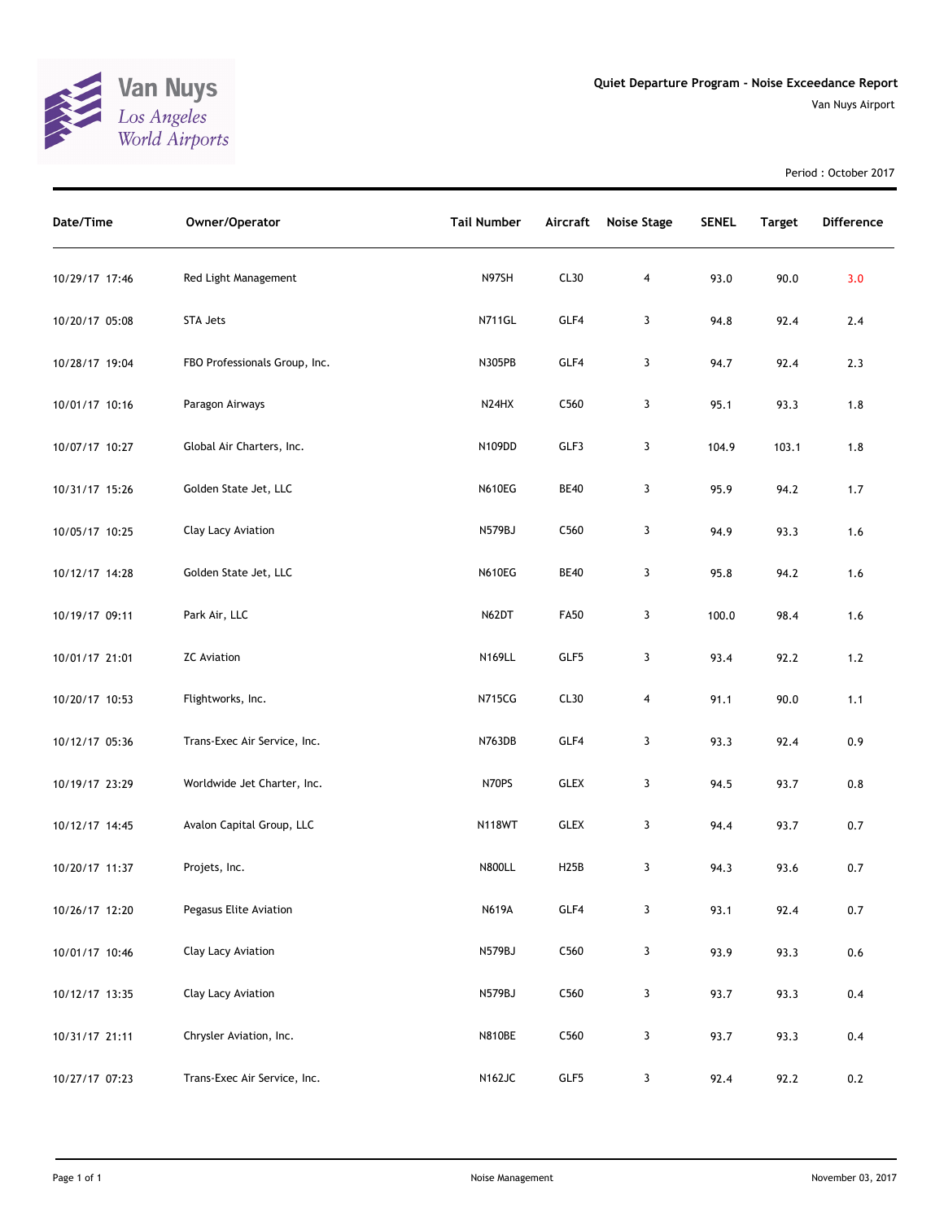Van Nuys
Los Angeles
World Airports

# Quiet Departure Program - Noise Exceedance Report

Van Nuys Airport

Period : October 2017

| Date/Time | Owner/Operator | Tail Number | Aircraft | Noise Stage | SENEL | Target | Difference |
|---|---|---|---|---|---|---|---|
| 10/29/17 17:46 | Red Light Management | N97SH | CL30 | 4 | 93.0 | 90.0 | 3.0 |
| 10/20/17 05:08 | STA Jets | N711GL | GLF4 | 3 | 94.8 | 92.4 | 2.4 |
| 10/28/17 19:04 | FBO Professionals Group, Inc. | N305PB | GLF4 | 3 | 94.7 | 92.4 | 2.3 |
| 10/01/17 10:16 | Paragon Airways | N24HX | C560 | 3 | 95.1 | 93.3 | 1.8 |
| 10/07/17 10:27 | Global Air Charters, Inc. | N109DD | GLF3 | 3 | 104.9 | 103.1 | 1.8 |
| 10/31/17 15:26 | Golden State Jet, LLC | N610EG | BE40 | 3 | 95.9 | 94.2 | 1.7 |
| 10/05/17 10:25 | Clay Lacy Aviation | N579BJ | C560 | 3 | 94.9 | 93.3 | 1.6 |
| 10/12/17 14:28 | Golden State Jet, LLC | N610EG | BE40 | 3 | 95.8 | 94.2 | 1.6 |
| 10/19/17 09:11 | Park Air, LLC | N62DT | FA50 | 3 | 100.0 | 98.4 | 1.6 |
| 10/01/17 21:01 | ZC Aviation | N169LL | GLF5 | 3 | 93.4 | 92.2 | 1.2 |
| 10/20/17 10:53 | Flightworks, Inc. | N715CG | CL30 | 4 | 91.1 | 90.0 | 1.1 |
| 10/12/17 05:36 | Trans-Exec Air Service, Inc. | N763DB | GLF4 | 3 | 93.3 | 92.4 | 0.9 |
| 10/19/17 23:29 | Worldwide Jet Charter, Inc. | N70PS | GLEX | 3 | 94.5 | 93.7 | 0.8 |
| 10/12/17 14:45 | Avalon Capital Group, LLC | N118WT | GLEX | 3 | 94.4 | 93.7 | 0.7 |
| 10/20/17 11:37 | Projets, Inc. | N800LL | H25B | 3 | 94.3 | 93.6 | 0.7 |
| 10/26/17 12:20 | Pegasus Elite Aviation | N619A | GLF4 | 3 | 93.1 | 92.4 | 0.7 |
| 10/01/17 10:46 | Clay Lacy Aviation | N579BJ | C560 | 3 | 93.9 | 93.3 | 0.6 |
| 10/12/17 13:35 | Clay Lacy Aviation | N579BJ | C560 | 3 | 93.7 | 93.3 | 0.4 |
| 10/31/17 21:11 | Chrysler Aviation, Inc. | N810BE | C560 | 3 | 93.7 | 93.3 | 0.4 |
| 10/27/17 07:23 | Trans-Exec Air Service, Inc. | N162JC | GLF5 | 3 | 92.4 | 92.2 | 0.2 |

Noise Management

November 03, 2017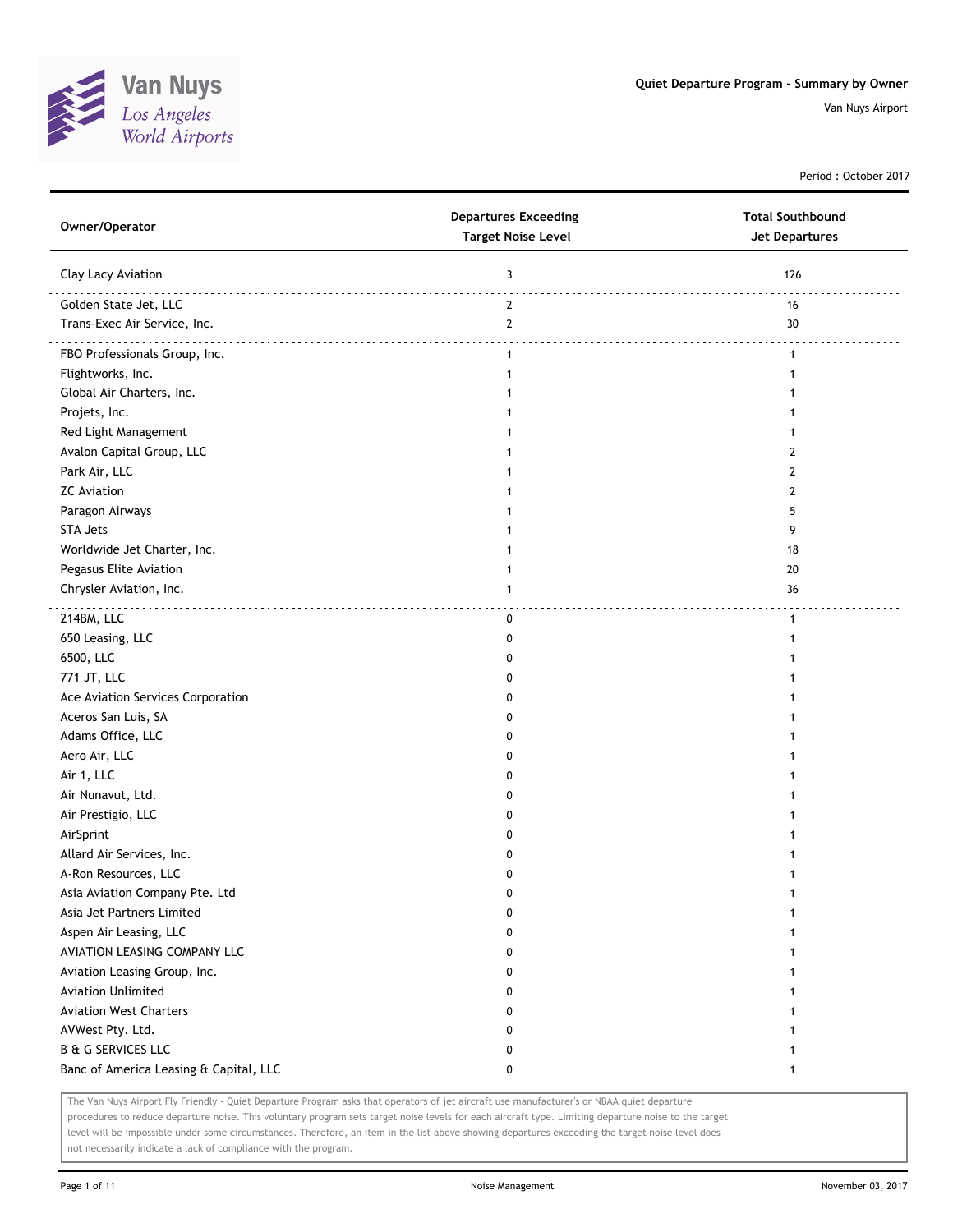Quiet Departure Program - Summary by Owner

Van Nuys Airport

Period : October 2017

| Owner/Operator | Departures Exceeding Target Noise Level | Total Southbound Jet Departures |
| --- | --- | --- |
| Clay Lacy Aviation | 3 | 126 |
| Golden State Jet, LLC | 2 | 16 |
| Trans-Exec Air Service, Inc. | 2 | 30 |
| FBO Professionals Group, Inc. | 1 | 1 |
| Flightworks, Inc. | 1 | 1 |
| Global Air Charters, Inc. | 1 | 1 |
| Projets, Inc. | 1 | 1 |
| Red Light Management | 1 | 1 |
| Avalon Capital Group, LLC | 1 | 2 |
| Park Air, LLC | 1 | 2 |
| ZC Aviation | 1 | 2 |
| Paragon Airways | 1 | 5 |
| STA Jets | 1 | 9 |
| Worldwide Jet Charter, Inc. | 1 | 18 |
| Pegasus Elite Aviation | 1 | 20 |
| Chrysler Aviation, Inc. | 1 | 36 |
| 214BM, LLC | 0 | 1 |
| 650 Leasing, LLC | 0 | 1 |
| 6500, LLC | 0 | 1 |
| 771 JT, LLC | 0 | 1 |
| Ace Aviation Services Corporation | 0 | 1 |
| Aceros San Luis, SA | 0 | 1 |
| Adams Office, LLC | 0 | 1 |
| Aero Air, LLC | 0 | 1 |
| Air 1, LLC | 0 | 1 |
| Air Nunavut, Ltd. | 0 | 1 |
| Air Prestigio, LLC | 0 | 1 |
| AirSprint | 0 | 1 |
| Allard Air Services, Inc. | 0 | 1 |
| A-Ron Resources, LLC | 0 | 1 |
| Asia Aviation Company Pte. Ltd | 0 | 1 |
| Asia Jet Partners Limited | 0 | 1 |
| Aspen Air Leasing, LLC | 0 | 1 |
| AVIATION LEASING COMPANY LLC | 0 | 1 |
| Aviation Leasing Group, Inc. | 0 | 1 |
| Aviation Unlimited | 0 | 1 |
| Aviation West Charters | 0 | 1 |
| AVWest Pty. Ltd. | 0 | 1 |
| B & G SERVICES LLC | 0 | 1 |
| Banc of America Leasing & Capital, LLC | 0 | 1 |

The Van Nuys Airport Fly Friendly - Quiet Departure Program asks that operators of jet aircraft use manufacturer's or NBAA quiet departure procedures to reduce departure noise. This voluntary program sets target noise levels for each aircraft type. Limiting departure noise to the target level will be impossible under some circumstances. Therefore, an item in the list above showing departures exceeding the target noise level does not necessarily indicate a lack of compliance with the program.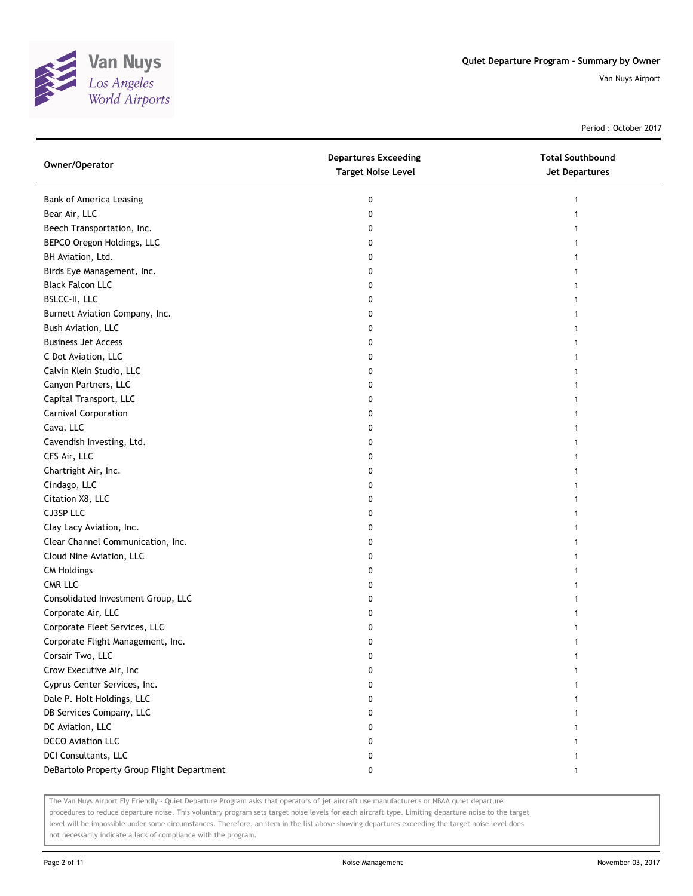Quiet Departure Program - Summary by Owner

Van Nuys Airport

Period : October 2017

| Owner/Operator | Departures Exceeding Target Noise Level | Total Southbound Jet Departures |
|---|---|---|
| Bank of America Leasing | 0 | 1 |
| Bear Air, LLC | 0 | 1 |
| Beech Transportation, Inc. | 0 | 1 |
| BEPCO Oregon Holdings, LLC | 0 | 1 |
| BH Aviation, Ltd. | 0 | 1 |
| Birds Eye Management, Inc. | 0 | 1 |
| Black Falcon LLC | 0 | 1 |
| BSLCC-II, LLC | 0 | 1 |
| Burnett Aviation Company, Inc. | 0 | 1 |
| Bush Aviation, LLC | 0 | 1 |
| Business Jet Access | 0 | 1 |
| C Dot Aviation, LLC | 0 | 1 |
| Calvin Klein Studio, LLC | 0 | 1 |
| Canyon Partners, LLC | 0 | 1 |
| Capital Transport, LLC | 0 | 1 |
| Carnival Corporation | 0 | 1 |
| Cava, LLC | 0 | 1 |
| Cavendish Investing, Ltd. | 0 | 1 |
| CFS Air, LLC | 0 | 1 |
| Chartright Air, Inc. | 0 | 1 |
| Cindago, LLC | 0 | 1 |
| Citation X8, LLC | 0 | 1 |
| CJ3SP LLC | 0 | 1 |
| Clay Lacy Aviation, Inc. | 0 | 1 |
| Clear Channel Communication, Inc. | 0 | 1 |
| Cloud Nine Aviation, LLC | 0 | 1 |
| CM Holdings | 0 | 1 |
| CMR LLC | 0 | 1 |
| Consolidated Investment Group, LLC | 0 | 1 |
| Corporate Air, LLC | 0 | 1 |
| Corporate Fleet Services, LLC | 0 | 1 |
| Corporate Flight Management, Inc. | 0 | 1 |
| Corsair Two, LLC | 0 | 1 |
| Crow Executive Air, Inc | 0 | 1 |
| Cyprus Center Services, Inc. | 0 | 1 |
| Dale P. Holt Holdings, LLC | 0 | 1 |
| DB Services Company, LLC | 0 | 1 |
| DC Aviation, LLC | 0 | 1 |
| DCCO Aviation LLC | 0 | 1 |
| DCI Consultants, LLC | 0 | 1 |
| DeBartolo Property Group Flight Department | 0 | 1 |

The Van Nuys Airport Fly Friendly - Quiet Departure Program asks that operators of jet aircraft use manufacturer's or NBAA quiet departure procedures to reduce departure noise. This voluntary program sets target noise levels for each aircraft type. Limiting departure noise to the target level will be impossible under some circumstances. Therefore, an item in the list above showing departures exceeding the target noise level does not necessarily indicate a lack of compliance with the program.

Noise Management

November 03, 2017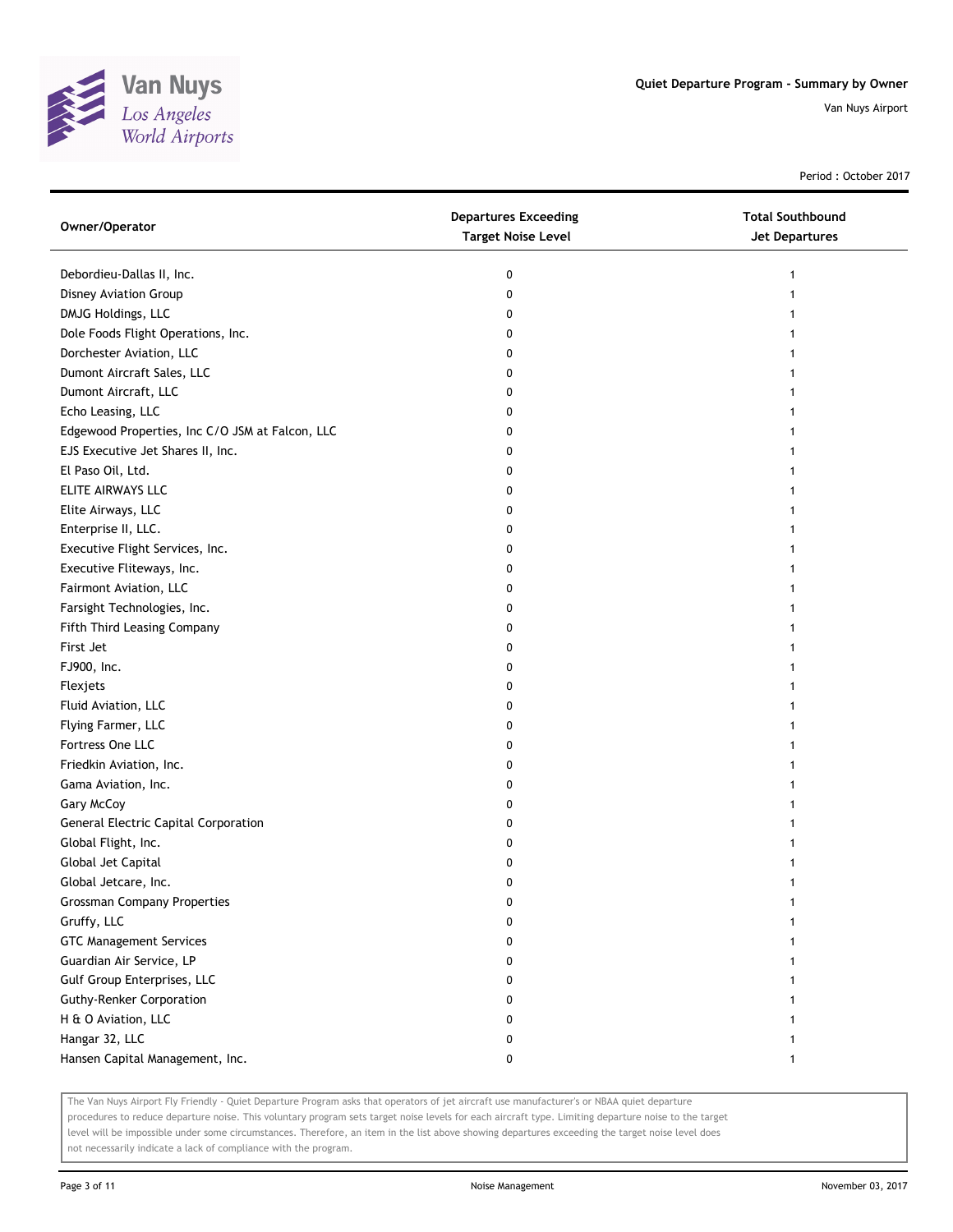Period : October 2017

| Owner/Operator | Departures Exceeding Target Noise Level | Total Southbound Jet Departures |
|---|---|---|
| Debordieu-Dallas II, Inc. | 0 | 1 |
| Disney Aviation Group | 0 | 1 |
| DMJG Holdings, LLC | 0 | 1 |
| Dole Foods Flight Operations, Inc. | 0 | 1 |
| Dorchester Aviation, LLC | 0 | 1 |
| Dumont Aircraft Sales, LLC | 0 | 1 |
| Dumont Aircraft, LLC | 0 | 1 |
| Echo Leasing, LLC | 0 | 1 |
| Edgewood Properties, Inc C/O JSM at Falcon, LLC | 0 | 1 |
| EJS Executive Jet Shares II, Inc. | 0 | 1 |
| El Paso Oil, Ltd. | 0 | 1 |
| ELITE AIRWAYS LLC | 0 | 1 |
| Elite Airways, LLC | 0 | 1 |
| Enterprise II, LLC. | 0 | 1 |
| Executive Flight Services, Inc. | 0 | 1 |
| Executive Fliteways, Inc. | 0 | 1 |
| Fairmont Aviation, LLC | 0 | 1 |
| Farsight Technologies, Inc. | 0 | 1 |
| Fifth Third Leasing Company | 0 | 1 |
| First Jet | 0 | 1 |
| FJ900, Inc. | 0 | 1 |
| Flexjets | 0 | 1 |
| Fluid Aviation, LLC | 0 | 1 |
| Flying Farmer, LLC | 0 | 1 |
| Fortress One LLC | 0 | 1 |
| Friedkin Aviation, Inc. | 0 | 1 |
| Gama Aviation, Inc. | 0 | 1 |
| Gary McCoy | 0 | 1 |
| General Electric Capital Corporation | 0 | 1 |
| Global Flight, Inc. | 0 | 1 |
| Global Jet Capital | 0 | 1 |
| Global Jetcare, Inc. | 0 | 1 |
| Grossman Company Properties | 0 | 1 |
| Gruffy, LLC | 0 | 1 |
| GTC Management Services | 0 | 1 |
| Guardian Air Service, LP | 0 | 1 |
| Gulf Group Enterprises, LLC | 0 | 1 |
| Guthy-Renker Corporation | 0 | 1 |
| H & O Aviation, LLC | 0 | 1 |
| Hangar 32, LLC | 0 | 1 |
| Hansen Capital Management, Inc. | 0 | 1 |

The Van Nuys Airport Fly Friendly - Quiet Departure Program asks that operators of jet aircraft use manufacturer's or NBAA quiet departure procedures to reduce departure noise. This voluntary program sets target noise levels for each aircraft type. Limiting departure noise to the target level will be impossible under some circumstances. Therefore, an item in the list above showing departures exceeding the target noise level does not necessarily indicate a lack of compliance with the program.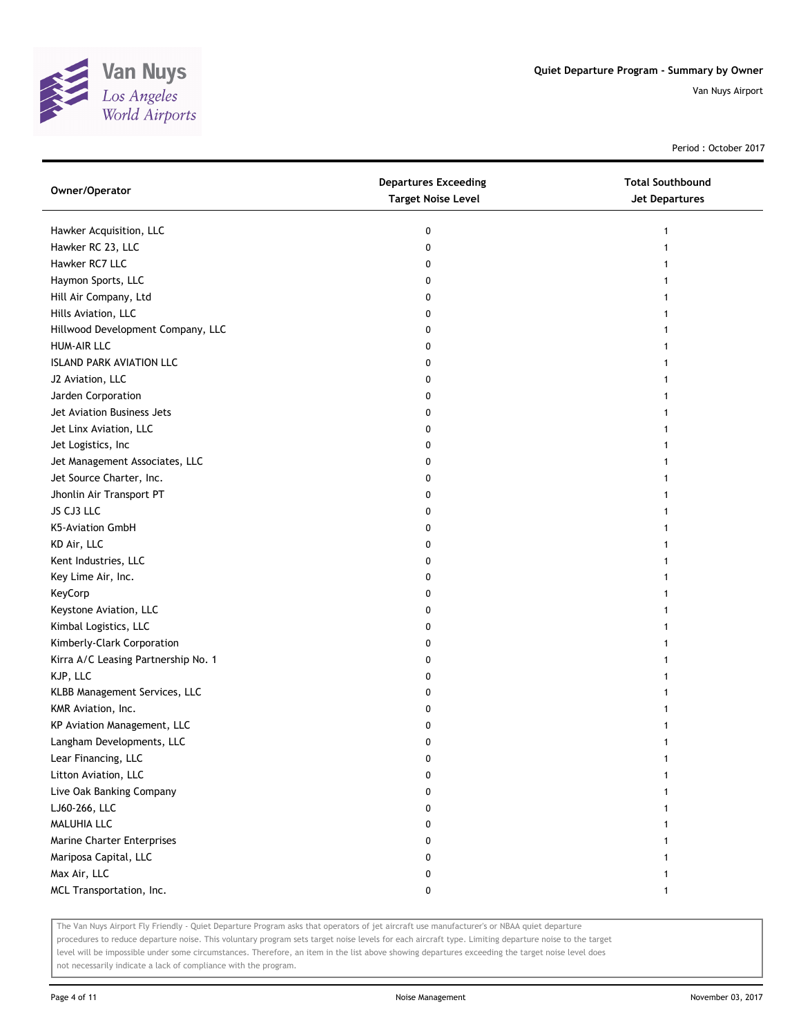# Quiet Departure Program - Summary by Owner

Van Nuys Airport

Period : October 2017

| Owner/Operator | Departures Exceeding Target Noise Level | Total Southbound Jet Departures |
|---|---|---|
| Hawker Acquisition, LLC | 0 | 1 |
| Hawker RC 23, LLC | 0 | 1 |
| Hawker RC7 LLC | 0 | 1 |
| Haymon Sports, LLC | 0 | 1 |
| Hill Air Company, Ltd | 0 | 1 |
| Hills Aviation, LLC | 0 | 1 |
| Hillwood Development Company, LLC | 0 | 1 |
| HUM-AIR LLC | 0 | 1 |
| ISLAND PARK AVIATION LLC | 0 | 1 |
| J2 Aviation, LLC | 0 | 1 |
| Jarden Corporation | 0 | 1 |
| Jet Aviation Business Jets | 0 | 1 |
| Jet Linx Aviation, LLC | 0 | 1 |
| Jet Logistics, Inc | 0 | 1 |
| Jet Management Associates, LLC | 0 | 1 |
| Jet Source Charter, Inc. | 0 | 1 |
| Jhonlin Air Transport PT | 0 | 1 |
| JS CJ3 LLC | 0 | 1 |
| K5-Aviation GmbH | 0 | 1 |
| KD Air, LLC | 0 | 1 |
| Kent Industries, LLC | 0 | 1 |
| Key Lime Air, Inc. | 0 | 1 |
| KeyCorp | 0 | 1 |
| Keystone Aviation, LLC | 0 | 1 |
| Kimbal Logistics, LLC | 0 | 1 |
| Kimberly-Clark Corporation | 0 | 1 |
| Kirra A/C Leasing Partnership No. 1 | 0 | 1 |
| KJP, LLC | 0 | 1 |
| KLBB Management Services, LLC | 0 | 1 |
| KMR Aviation, Inc. | 0 | 1 |
| KP Aviation Management, LLC | 0 | 1 |
| Langham Developments, LLC | 0 | 1 |
| Lear Financing, LLC | 0 | 1 |
| Litton Aviation, LLC | 0 | 1 |
| Live Oak Banking Company | 0 | 1 |
| LJ60-266, LLC | 0 | 1 |
| MALUHIA LLC | 0 | 1 |
| Marine Charter Enterprises | 0 | 1 |
| Mariposa Capital, LLC | 0 | 1 |
| Max Air, LLC | 0 | 1 |
| MCL Transportation, Inc. | 0 | 1 |

The Van Nuys Airport Fly Friendly - Quiet Departure Program asks that operators of jet aircraft use manufacturer's or NBAA quiet departure procedures to reduce departure noise. This voluntary program sets target noise levels for each aircraft type. Limiting departure noise to the target level will be impossible under some circumstances. Therefore, an item in the list above showing departures exceeding the target noise level does not necessarily indicate a lack of compliance with the program.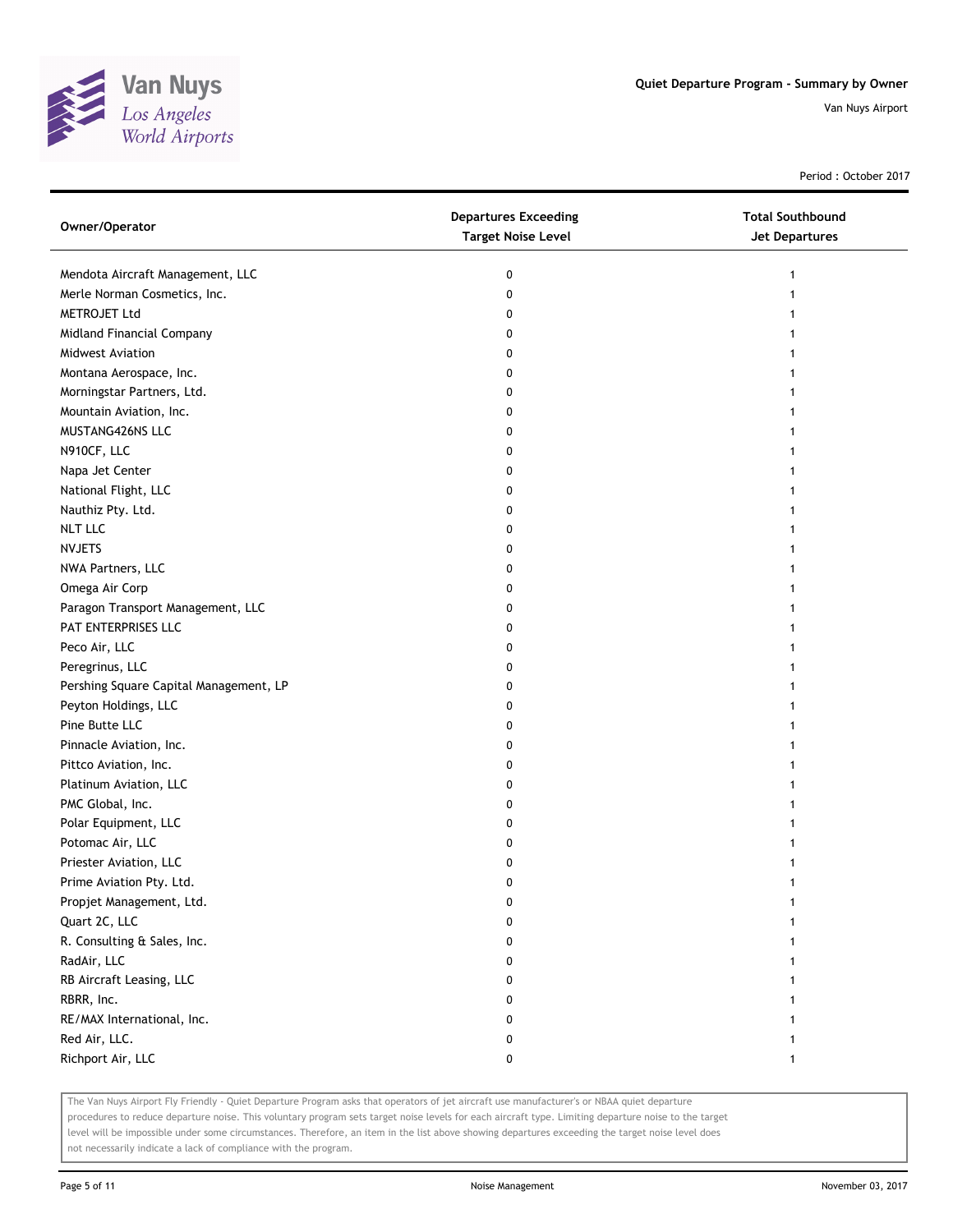# Quiet Departure Program - Summary by Owner

Van Nuys Airport

Period : October 2017

| Owner/Operator | Departures Exceeding Target Noise Level | Total Southbound Jet Departures |
|---|---|---|
| Mendota Aircraft Management, LLC | 0 | 1 |
| Merle Norman Cosmetics, Inc. | 0 | 1 |
| METROJET Ltd | 0 | 1 |
| Midland Financial Company | 0 | 1 |
| Midwest Aviation | 0 | 1 |
| Montana Aerospace, Inc. | 0 | 1 |
| Morningstar Partners, Ltd. | 0 | 1 |
| Mountain Aviation, Inc. | 0 | 1 |
| MUSTANG426NS LLC | 0 | 1 |
| N910CF, LLC | 0 | 1 |
| Napa Jet Center | 0 | 1 |
| National Flight, LLC | 0 | 1 |
| Nauthiz Pty. Ltd. | 0 | 1 |
| NLT LLC | 0 | 1 |
| NVJETS | 0 | 1 |
| NWA Partners, LLC | 0 | 1 |
| Omega Air Corp | 0 | 1 |
| Paragon Transport Management, LLC | 0 | 1 |
| PAT ENTERPRISES LLC | 0 | 1 |
| Peco Air, LLC | 0 | 1 |
| Peregrinus, LLC | 0 | 1 |
| Pershing Square Capital Management, LP | 0 | 1 |
| Peyton Holdings, LLC | 0 | 1 |
| Pine Butte LLC | 0 | 1 |
| Pinnacle Aviation, Inc. | 0 | 1 |
| Pittco Aviation, Inc. | 0 | 1 |
| Platinum Aviation, LLC | 0 | 1 |
| PMC Global, Inc. | 0 | 1 |
| Polar Equipment, LLC | 0 | 1 |
| Potomac Air, LLC | 0 | 1 |
| Priester Aviation, LLC | 0 | 1 |
| Prime Aviation Pty. Ltd. | 0 | 1 |
| Propjet Management, Ltd. | 0 | 1 |
| Quart 2C, LLC | 0 | 1 |
| R. Consulting & Sales, Inc. | 0 | 1 |
| RadAir, LLC | 0 | 1 |
| RB Aircraft Leasing, LLC | 0 | 1 |
| RBRR, Inc. | 0 | 1 |
| RE/MAX International, Inc. | 0 | 1 |
| Red Air, LLC. | 0 | 1 |
| Richport Air, LLC | 0 | 1 |

The Van Nuys Airport Fly Friendly - Quiet Departure Program asks that operators of jet aircraft use manufacturer's or NBAA quiet departure procedures to reduce departure noise. This voluntary program sets target noise levels for each aircraft type. Limiting departure noise to the target level will be impossible under some circumstances. Therefore, an item in the list above showing departures exceeding the target noise level does not necessarily indicate a lack of compliance with the program.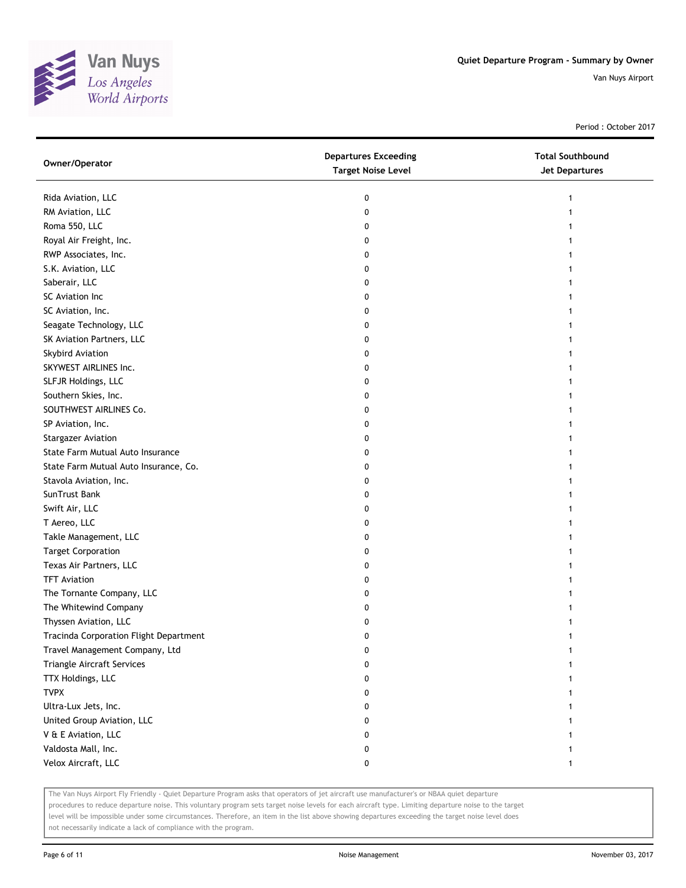| Owner/Operator | Departures Exceeding Target Noise Level | Total Southbound Jet Departures |
|---|---|---|
| Rida Aviation, LLC | 0 | 1 |
| RM Aviation, LLC | 0 | 1 |
| Roma 550, LLC | 0 | 1 |
| Royal Air Freight, Inc. | 0 | 1 |
| RWP Associates, Inc. | 0 | 1 |
| S.K. Aviation, LLC | 0 | 1 |
| Saberair, LLC | 0 | 1 |
| SC Aviation Inc | 0 | 1 |
| SC Aviation, Inc. | 0 | 1 |
| Seagate Technology, LLC | 0 | 1 |
| SK Aviation Partners, LLC | 0 | 1 |
| Skybird Aviation | 0 | 1 |
| SKYWEST AIRLINES Inc. | 0 | 1 |
| SLFJR Holdings, LLC | 0 | 1 |
| Southern Skies, Inc. | 0 | 1 |
| SOUTHWEST AIRLINES Co. | 0 | 1 |
| SP Aviation, Inc. | 0 | 1 |
| Stargazer Aviation | 0 | 1 |
| State Farm Mutual Auto Insurance | 0 | 1 |
| State Farm Mutual Auto Insurance, Co. | 0 | 1 |
| Stavola Aviation, Inc. | 0 | 1 |
| SunTrust Bank | 0 | 1 |
| Swift Air, LLC | 0 | 1 |
| T Aereo, LLC | 0 | 1 |
| Takle Management, LLC | 0 | 1 |
| Target Corporation | 0 | 1 |
| Texas Air Partners, LLC | 0 | 1 |
| TFT Aviation | 0 | 1 |
| The Tornante Company, LLC | 0 | 1 |
| The Whitewind Company | 0 | 1 |
| Thyssen Aviation, LLC | 0 | 1 |
| Tracinda Corporation Flight Department | 0 | 1 |
| Travel Management Company, Ltd | 0 | 1 |
| Triangle Aircraft Services | 0 | 1 |
| TTX Holdings, LLC | 0 | 1 |
| TVPX | 0 | 1 |
| Ultra-Lux Jets, Inc. | 0 | 1 |
| United Group Aviation, LLC | 0 | 1 |
| V & E Aviation, LLC | 0 | 1 |
| Valdosta Mall, Inc. | 0 | 1 |
| Velox Aircraft, LLC | 0 | 1 |

The Van Nuys Airport Fly Friendly - Quiet Departure Program asks that operators of jet aircraft use manufacturer's or NBAA quiet departure procedures to reduce departure noise. This voluntary program sets target noise levels for each aircraft type. Limiting departure noise to the target level will be impossible under some circumstances. Therefore, an item in the list above showing departures exceeding the target noise level does not necessarily indicate a lack of compliance with the program.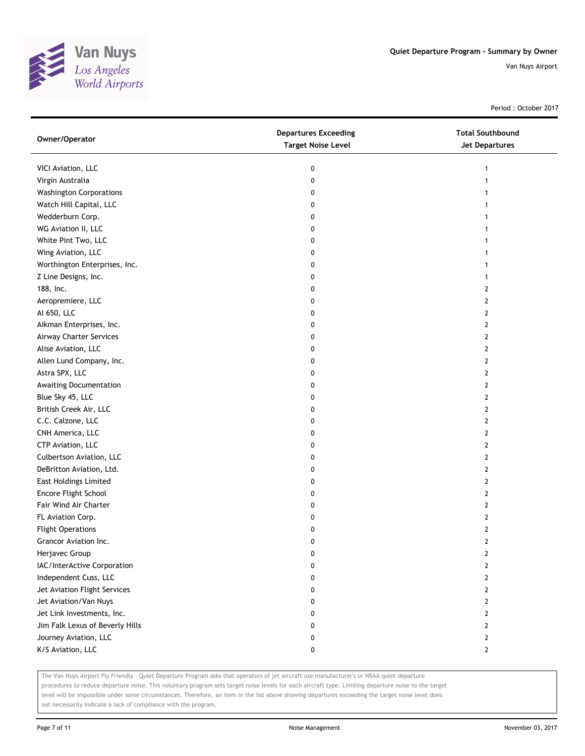# Quiet Departure Program - Summary by Owner

Van Nuys Airport

Period : October 2017

| Owner/Operator | Departures Exceeding Target Noise Level | Total Southbound Jet Departures |
|---|---|---|
| VICI Aviation, LLC | 0 | 1 |
| Virgin Australia | 0 | 1 |
| Washington Corporations | 0 | 1 |
| Watch Hill Capital, LLC | 0 | 1 |
| Wedderburn Corp. | 0 | 1 |
| WG Aviation II, LLC | 0 | 1 |
| White Pint Two, LLC | 0 | 1 |
| Wing Aviation, LLC | 0 | 1 |
| Worthington Enterprises, Inc. | 0 | 1 |
| Z Line Designs, Inc. | 0 | 1 |
| 188, Inc. | 0 | 2 |
| Aeropremiere, LLC | 0 | 2 |
| AI 650, LLC | 0 | 2 |
| Aikman Enterprises, Inc. | 0 | 2 |
| Airway Charter Services | 0 | 2 |
| Alise Aviation, LLC | 0 | 2 |
| Allen Lund Company, Inc. | 0 | 2 |
| Astra SPX, LLC | 0 | 2 |
| Awaiting Documentation | 0 | 2 |
| Blue Sky 45, LLC | 0 | 2 |
| British Creek Air, LLC | 0 | 2 |
| C.C. Calzone, LLC | 0 | 2 |
| CNH America, LLC | 0 | 2 |
| CTP Aviation, LLC | 0 | 2 |
| Culbertson Aviation, LLC | 0 | 2 |
| DeBritton Aviation, Ltd. | 0 | 2 |
| East Holdings Limited | 0 | 2 |
| Encore Flight School | 0 | 2 |
| Fair Wind Air Charter | 0 | 2 |
| FL Aviation Corp. | 0 | 2 |
| Flight Operations | 0 | 2 |
| Grancor Aviation Inc. | 0 | 2 |
| Herjavec Group | 0 | 2 |
| IAC/InterActive Corporation | 0 | 2 |
| Independent Cuss, LLC | 0 | 2 |
| Jet Aviation Flight Services | 0 | 2 |
| Jet Aviation/Van Nuys | 0 | 2 |
| Jet Link Investments, Inc. | 0 | 2 |
| Jim Falk Lexus of Beverly Hills | 0 | 2 |
| Journey Aviation, LLC | 0 | 2 |
| K/S Aviation, LLC | 0 | 2 |

The Van Nuys Airport Fly Friendly - Quiet Departure Program asks that operators of jet aircraft use manufacturer's or NBAA quiet departure procedures to reduce departure noise. This voluntary program sets target noise levels for each aircraft type. Limiting departure noise to the target level will be impossible under some circumstances. Therefore, an item in the list above showing departures exceeding the target noise level does not necessarily indicate a lack of compliance with the program.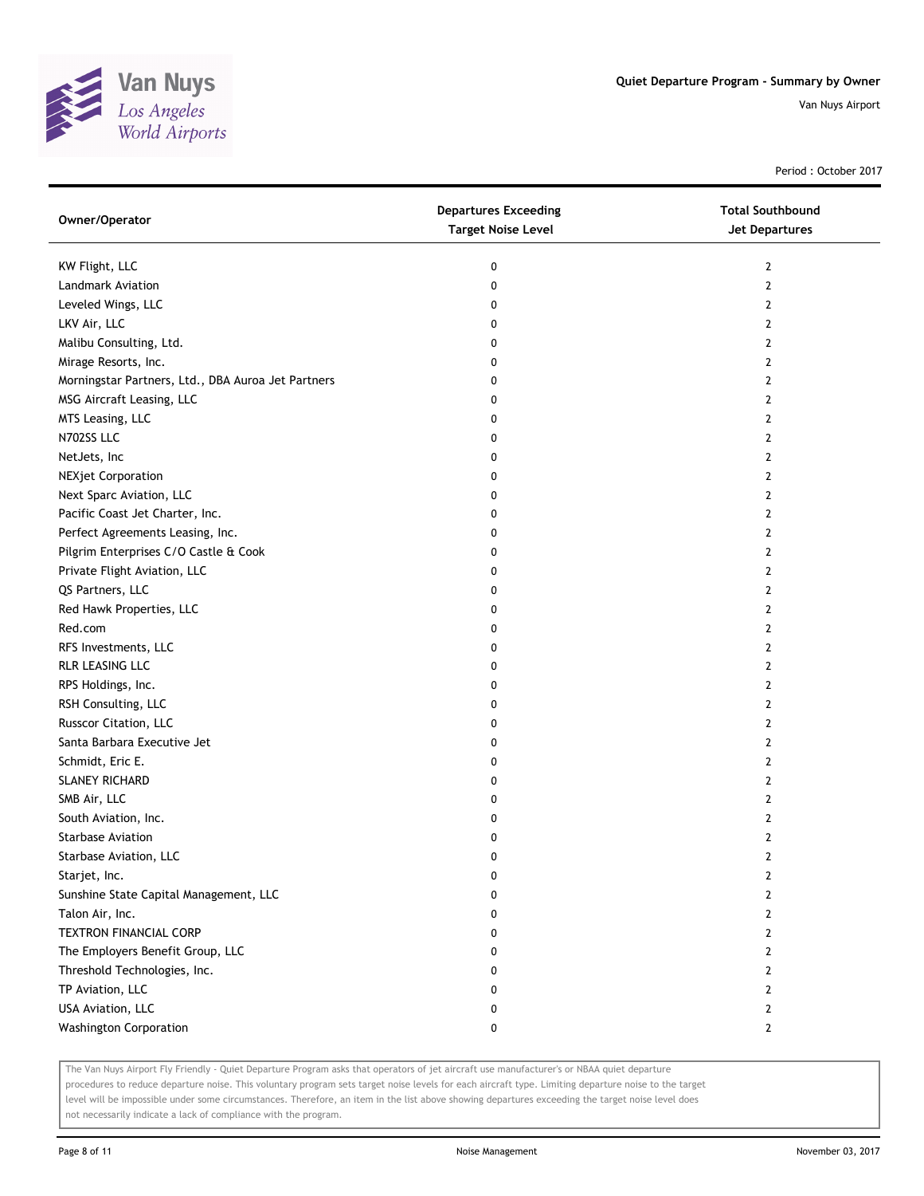# Quiet Departure Program - Summary by Owner

Van Nuys Airport

Period : October 2017

| Owner/Operator | Departures Exceeding Target Noise Level | Total Southbound Jet Departures |
|---|---|---|
| KW Flight, LLC | 0 | 2 |
| Landmark Aviation | 0 | 2 |
| Leveled Wings, LLC | 0 | 2 |
| LKV Air, LLC | 0 | 2 |
| Malibu Consulting, Ltd. | 0 | 2 |
| Mirage Resorts, Inc. | 0 | 2 |
| Morningstar Partners, Ltd., DBA Auroa Jet Partners | 0 | 2 |
| MSG Aircraft Leasing, LLC | 0 | 2 |
| MTS Leasing, LLC | 0 | 2 |
| N702SS LLC | 0 | 2 |
| NetJets, Inc | 0 | 2 |
| NEXjet Corporation | 0 | 2 |
| Next Sparc Aviation, LLC | 0 | 2 |
| Pacific Coast Jet Charter, Inc. | 0 | 2 |
| Perfect Agreements Leasing, Inc. | 0 | 2 |
| Pilgrim Enterprises C/O Castle & Cook | 0 | 2 |
| Private Flight Aviation, LLC | 0 | 2 |
| QS Partners, LLC | 0 | 2 |
| Red Hawk Properties, LLC | 0 | 2 |
| Red.com | 0 | 2 |
| RFS Investments, LLC | 0 | 2 |
| RLR LEASING LLC | 0 | 2 |
| RPS Holdings, Inc. | 0 | 2 |
| RSH Consulting, LLC | 0 | 2 |
| Russcor Citation, LLC | 0 | 2 |
| Santa Barbara Executive Jet | 0 | 2 |
| Schmidt, Eric E. | 0 | 2 |
| SLANEY RICHARD | 0 | 2 |
| SMB Air, LLC | 0 | 2 |
| South Aviation, Inc. | 0 | 2 |
| Starbase Aviation | 0 | 2 |
| Starbase Aviation, LLC | 0 | 2 |
| Starjet, Inc. | 0 | 2 |
| Sunshine State Capital Management, LLC | 0 | 2 |
| Talon Air, Inc. | 0 | 2 |
| TEXTRON FINANCIAL CORP | 0 | 2 |
| The Employers Benefit Group, LLC | 0 | 2 |
| Threshold Technologies, Inc. | 0 | 2 |
| TP Aviation, LLC | 0 | 2 |
| USA Aviation, LLC | 0 | 2 |
| Washington Corporation | 0 | 2 |

The Van Nuys Airport Fly Friendly - Quiet Departure Program asks that operators of jet aircraft use manufacturer's or NBAA quiet departure procedures to reduce departure noise. This voluntary program sets target noise levels for each aircraft type. Limiting departure noise to the target level will be impossible under some circumstances. Therefore, an item in the list above showing departures exceeding the target noise level does not necessarily indicate a lack of compliance with the program.

Noise Management

November 03, 2017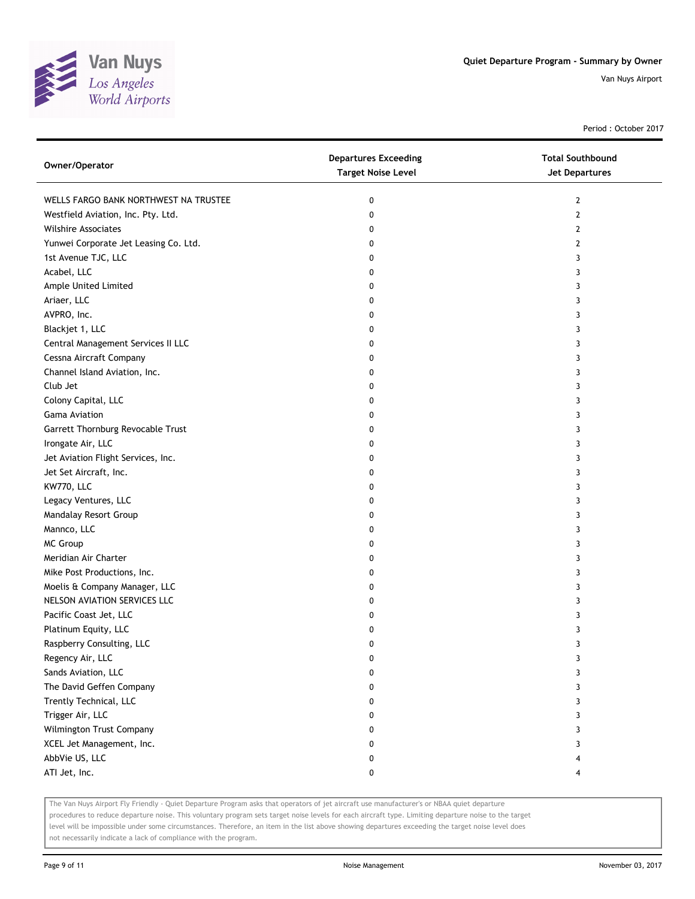Quiet Departure Program - Summary by Owner

Van Nuys Airport

Period : October 2017

| Owner/Operator | Departures Exceeding Target Noise Level | Total Southbound Jet Departures |
|---|---|---|
| WELLS FARGO BANK NORTHWEST NA TRUSTEE | 0 | 2 |
| Westfield Aviation, Inc. Pty. Ltd. | 0 | 2 |
| Wilshire Associates | 0 | 2 |
| Yunwei Corporate Jet Leasing Co. Ltd. | 0 | 2 |
| 1st Avenue TJC, LLC | 0 | 3 |
| Acabel, LLC | 0 | 3 |
| Ample United Limited | 0 | 3 |
| Ariaer, LLC | 0 | 3 |
| AVPRO, Inc. | 0 | 3 |
| Blackjet 1, LLC | 0 | 3 |
| Central Management Services II LLC | 0 | 3 |
| Cessna Aircraft Company | 0 | 3 |
| Channel Island Aviation, Inc. | 0 | 3 |
| Club Jet | 0 | 3 |
| Colony Capital, LLC | 0 | 3 |
| Gama Aviation | 0 | 3 |
| Garrett Thornburg Revocable Trust | 0 | 3 |
| Irongate Air, LLC | 0 | 3 |
| Jet Aviation Flight Services, Inc. | 0 | 3 |
| Jet Set Aircraft, Inc. | 0 | 3 |
| KW770, LLC | 0 | 3 |
| Legacy Ventures, LLC | 0 | 3 |
| Mandalay Resort Group | 0 | 3 |
| Mannco, LLC | 0 | 3 |
| MC Group | 0 | 3 |
| Meridian Air Charter | 0 | 3 |
| Mike Post Productions, Inc. | 0 | 3 |
| Moelis & Company Manager, LLC | 0 | 3 |
| NELSON AVIATION SERVICES LLC | 0 | 3 |
| Pacific Coast Jet, LLC | 0 | 3 |
| Platinum Equity, LLC | 0 | 3 |
| Raspberry Consulting, LLC | 0 | 3 |
| Regency Air, LLC | 0 | 3 |
| Sands Aviation, LLC | 0 | 3 |
| The David Geffen Company | 0 | 3 |
| Trently Technical, LLC | 0 | 3 |
| Trigger Air, LLC | 0 | 3 |
| Wilmington Trust Company | 0 | 3 |
| XCEL Jet Management, Inc. | 0 | 3 |
| AbbVie US, LLC | 0 | 4 |
| ATI Jet, Inc. | 0 | 4 |

The Van Nuys Airport Fly Friendly - Quiet Departure Program asks that operators of jet aircraft use manufacturer's or NBAA quiet departure procedures to reduce departure noise. This voluntary program sets target noise levels for each aircraft type. Limiting departure noise to the target level will be impossible under some circumstances. Therefore, an item in the list above showing departures exceeding the target noise level does not necessarily indicate a lack of compliance with the program.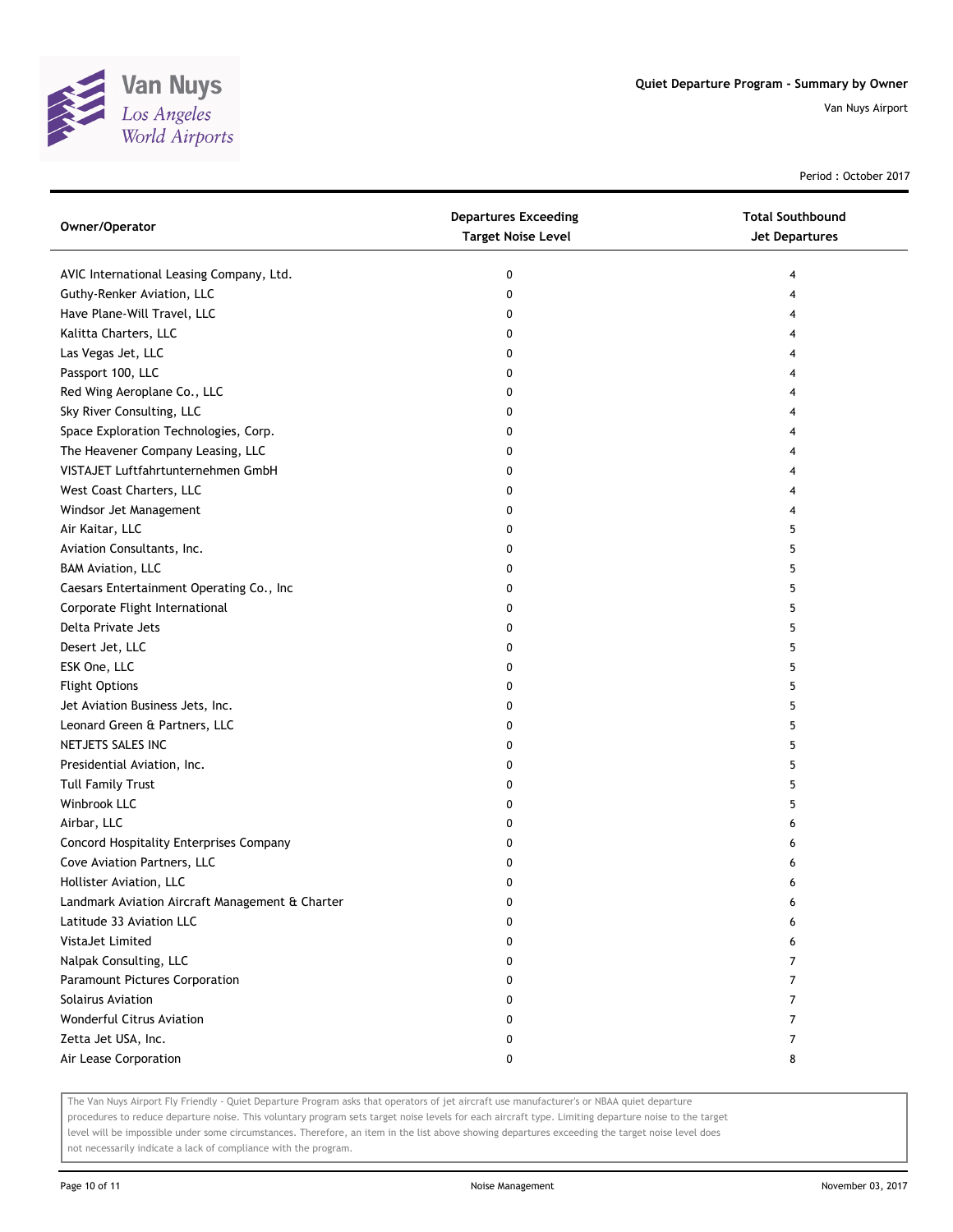Period : October 2017

| Owner/Operator | Departures Exceeding Target Noise Level | Total Southbound Jet Departures |
|---|---|---|
| AVIC International Leasing Company, Ltd. | 0 | 4 |
| Guthy-Renker Aviation, LLC | 0 | 4 |
| Have Plane-Will Travel, LLC | 0 | 4 |
| Kalitta Charters, LLC | 0 | 4 |
| Las Vegas Jet, LLC | 0 | 4 |
| Passport 100, LLC | 0 | 4 |
| Red Wing Aeroplane Co., LLC | 0 | 4 |
| Sky River Consulting, LLC | 0 | 4 |
| Space Exploration Technologies, Corp. | 0 | 4 |
| The Heavener Company Leasing, LLC | 0 | 4 |
| VISTAJET Luftfahrtunternehmen GmbH | 0 | 4 |
| West Coast Charters, LLC | 0 | 4 |
| Windsor Jet Management | 0 | 4 |
| Air Kaitar, LLC | 0 | 5 |
| Aviation Consultants, Inc. | 0 | 5 |
| BAM Aviation, LLC | 0 | 5 |
| Caesars Entertainment Operating Co., Inc | 0 | 5 |
| Corporate Flight International | 0 | 5 |
| Delta Private Jets | 0 | 5 |
| Desert Jet, LLC | 0 | 5 |
| ESK One, LLC | 0 | 5 |
| Flight Options | 0 | 5 |
| Jet Aviation Business Jets, Inc. | 0 | 5 |
| Leonard Green & Partners, LLC | 0 | 5 |
| NETJETS SALES INC | 0 | 5 |
| Presidential Aviation, Inc. | 0 | 5 |
| Tull Family Trust | 0 | 5 |
| Winbrook LLC | 0 | 5 |
| Airbar, LLC | 0 | 6 |
| Concord Hospitality Enterprises Company | 0 | 6 |
| Cove Aviation Partners, LLC | 0 | 6 |
| Hollister Aviation, LLC | 0 | 6 |
| Landmark Aviation Aircraft Management & Charter | 0 | 6 |
| Latitude 33 Aviation LLC | 0 | 6 |
| VistaJet Limited | 0 | 6 |
| Nalpak Consulting, LLC | 0 | 7 |
| Paramount Pictures Corporation | 0 | 7 |
| Solairus Aviation | 0 | 7 |
| Wonderful Citrus Aviation | 0 | 7 |
| Zetta Jet USA, Inc. | 0 | 7 |
| Air Lease Corporation | 0 | 8 |

The Van Nuys Airport Fly Friendly - Quiet Departure Program asks that operators of jet aircraft use manufacturer's or NBAA quiet departure procedures to reduce departure noise. This voluntary program sets target noise levels for each aircraft type. Limiting departure noise to the target level will be impossible under some circumstances. Therefore, an item in the list above showing departures exceeding the target noise level does not necessarily indicate a lack of compliance with the program.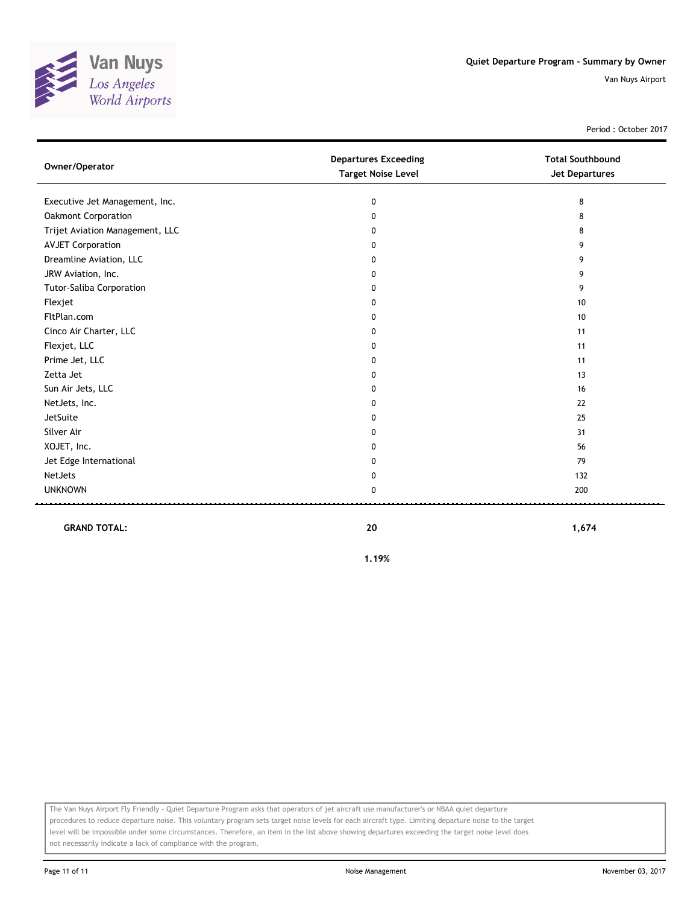# Quiet Departure Program - Summary by Owner

Van Nuys Airport

Period : October 2017

| Owner/Operator | Departures Exceeding Target Noise Level | Total Southbound Jet Departures |
|---|---|---|
| Executive Jet Management, Inc. | 0 | 8 |
| Oakmont Corporation | 0 | 8 |
| Trijet Aviation Management, LLC | 0 | 8 |
| AVJET Corporation | 0 | 9 |
| Dreamline Aviation, LLC | 0 | 9 |
| JRW Aviation, Inc. | 0 | 9 |
| Tutor-Saliba Corporation | 0 | 9 |
| Flexjet | 0 | 10 |
| FltPlan.com | 0 | 10 |
| Cinco Air Charter, LLC | 0 | 11 |
| Flexjet, LLC | 0 | 11 |
| Prime Jet, LLC | 0 | 11 |
| Zetta Jet | 0 | 13 |
| Sun Air Jets, LLC | 0 | 16 |
| NetJets, Inc. | 0 | 22 |
| JetSuite | 0 | 25 |
| Silver Air | 0 | 31 |
| XOJET, Inc. | 0 | 56 |
| Jet Edge International | 0 | 79 |
| NetJets | 0 | 132 |
| UNKNOWN | 0 | 200 |
| **GRAND TOTAL:** | **20** | **1,674** |
| | **1.19%** | |

The Van Nuys Airport Fly Friendly - Quiet Departure Program asks that operators of jet aircraft use manufacturer's or NBAA quiet departure procedures to reduce departure noise. This voluntary program sets target noise levels for each aircraft type. Limiting departure noise to the target level will be impossible under some circumstances. Therefore, an item in the list above showing departures exceeding the target noise level does not necessarily indicate a lack of compliance with the program.